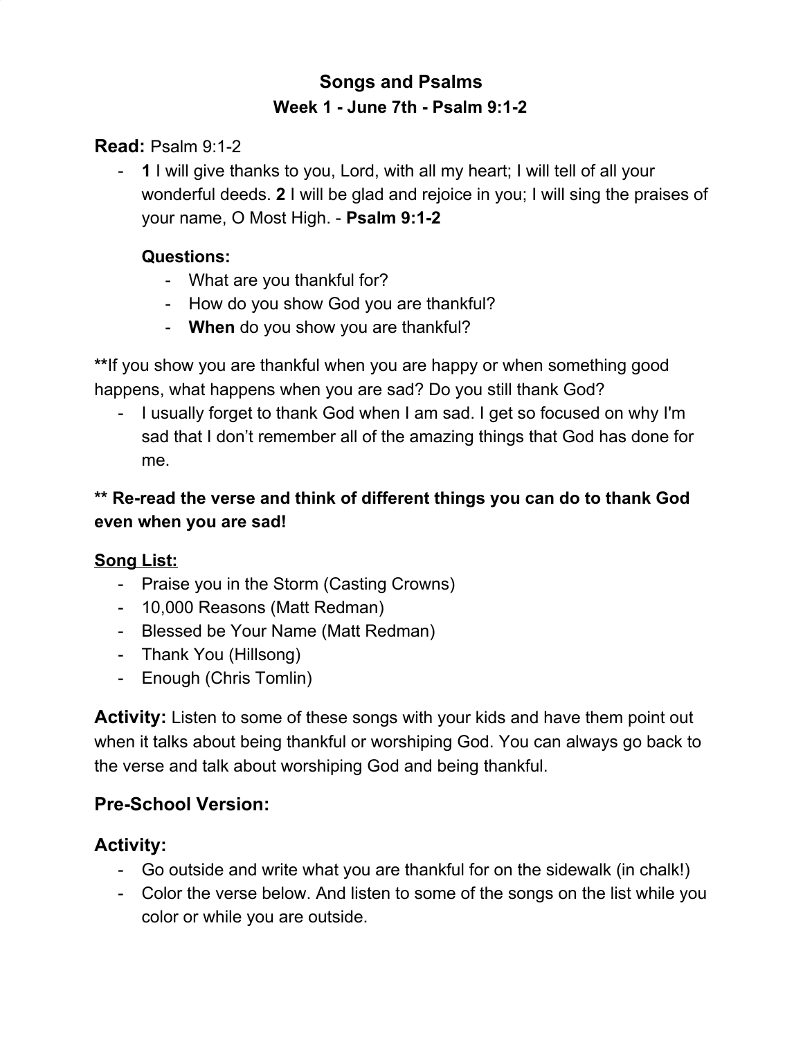# Songs and Psalms

## Week 1 - June 7th - Psalm 9:1-2

**Read:** Psalm 9:1-2

- **1** I will give thanks to you, Lord, with all my heart; I will tell of all your wonderful deeds. **2** I will be glad and rejoice in you; I will sing the praises of your name, O Most High. - **Psalm 9:1-2**

  **Questions:**
  - What are you thankful for?
  - How do you show God you are thankful?
  - **When** do you show you are thankful?

**\*\***If you show you are thankful when you are happy or when something good happens, what happens when you are sad? Do you still thank God?

- I usually forget to thank God when I am sad. I get so focused on why I'm sad that I don't remember all of the amazing things that God has done for me.

**\*\* Re-read the verse and think of different things you can do to thank God even when you are sad!**

**Song List:**

- Praise you in the Storm (Casting Crowns)
- 10,000 Reasons (Matt Redman)
- Blessed be Your Name (Matt Redman)
- Thank You (Hillsong)
- Enough (Chris Tomlin)

**Activity:** Listen to some of these songs with your kids and have them point out when it talks about being thankful or worshiping God. You can always go back to the verse and talk about worshiping God and being thankful.

## Pre-School Version:

## Activity:

- Go outside and write what you are thankful for on the sidewalk (in chalk!)
- Color the verse below. And listen to some of the songs on the list while you color or while you are outside.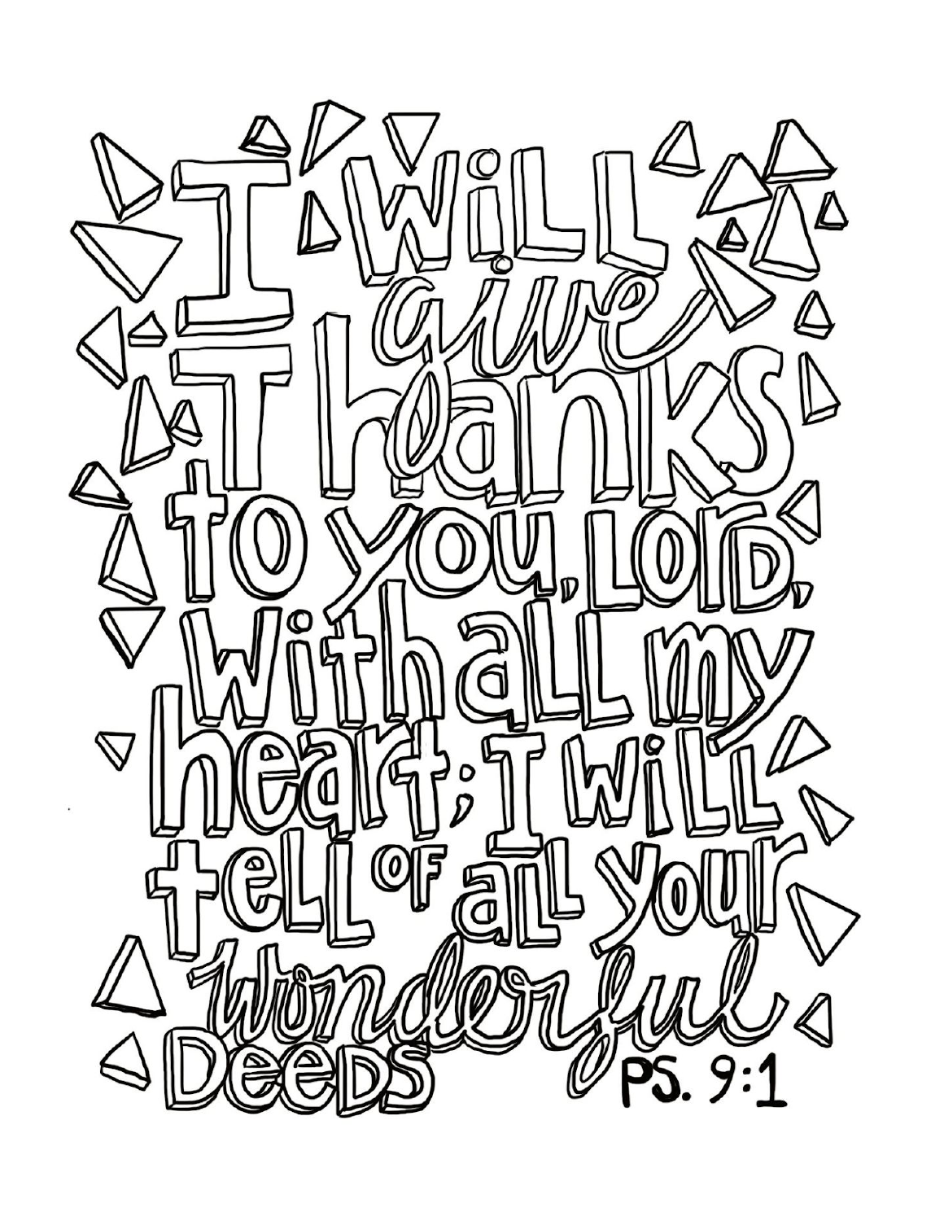I will give thanks to you, Lord, with all my heart; I will tell of all your wonderful deeds

PS. 9:1